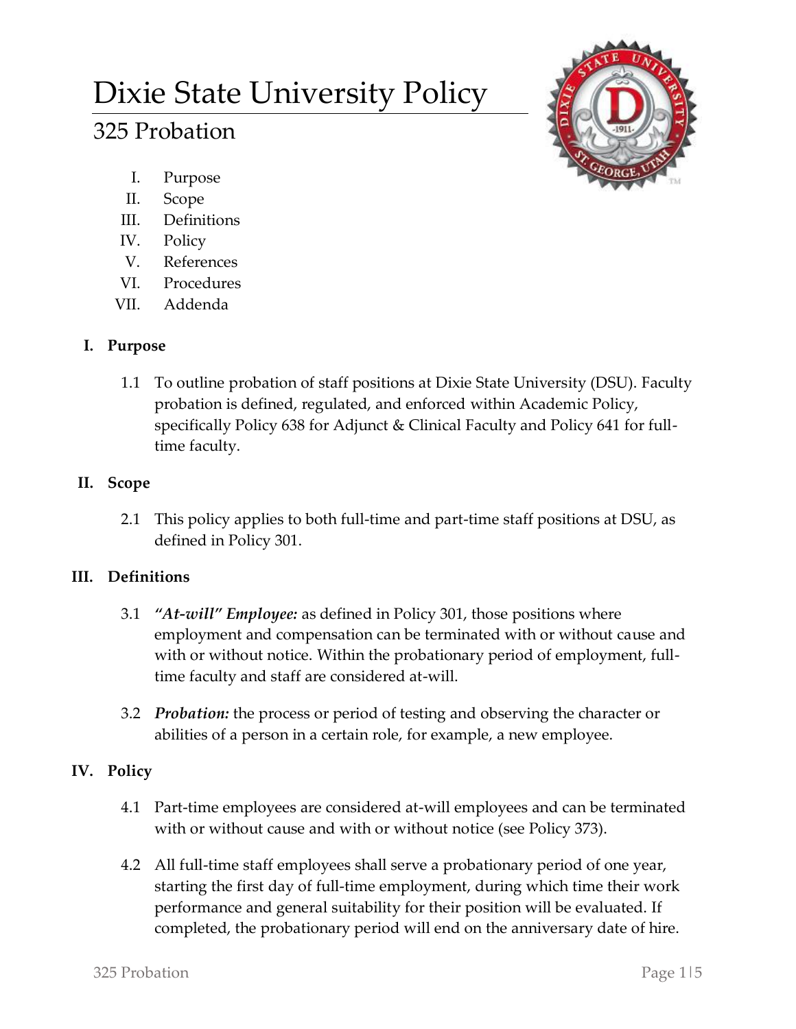# Dixie State University Policy

## 325 Probation

I. Purpose
II. Scope
III. Definitions
IV. Policy
V. References
VI. Procedures
VII. Addenda

### I. Purpose

1.1 To outline probation of staff positions at Dixie State University (DSU). Faculty probation is defined, regulated, and enforced within Academic Policy, specifically Policy 638 for Adjunct & Clinical Faculty and Policy 641 for full-time faculty.

### II. Scope

2.1 This policy applies to both full-time and part-time staff positions at DSU, as defined in Policy 301.

### III. Definitions

3.1 ***"At-will" Employee:*** as defined in Policy 301, those positions where employment and compensation can be terminated with or without cause and with or without notice. Within the probationary period of employment, full-time faculty and staff are considered at-will.

3.2 ***Probation:*** the process or period of testing and observing the character or abilities of a person in a certain role, for example, a new employee.

### IV. Policy

4.1 Part-time employees are considered at-will employees and can be terminated with or without cause and with or without notice (see Policy 373).

4.2 All full-time staff employees shall serve a probationary period of one year, starting the first day of full-time employment, during which time their work performance and general suitability for their position will be evaluated. If completed, the probationary period will end on the anniversary date of hire.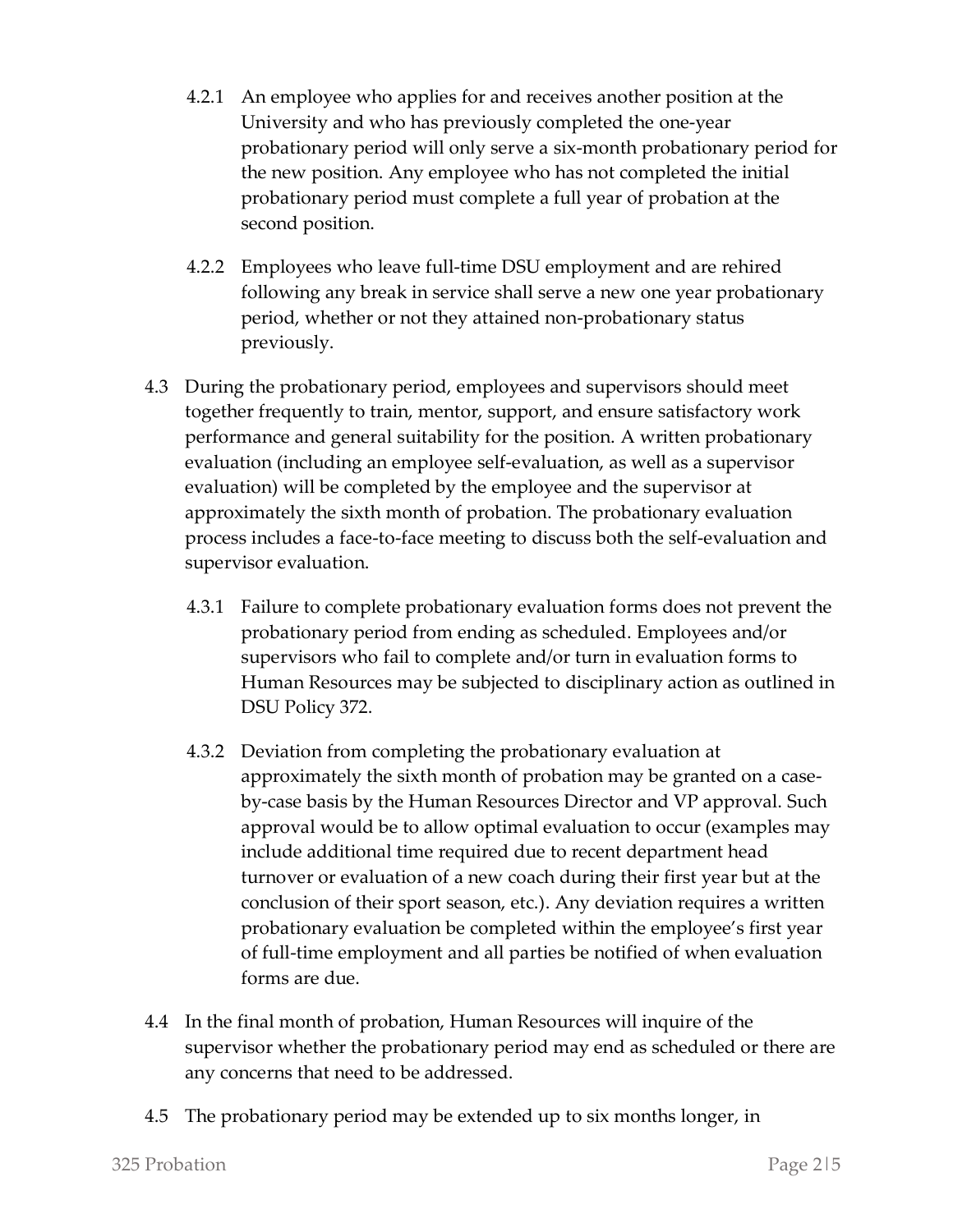4.2.1 An employee who applies for and receives another position at the University and who has previously completed the one-year probationary period will only serve a six-month probationary period for the new position. Any employee who has not completed the initial probationary period must complete a full year of probation at the second position.

4.2.2 Employees who leave full-time DSU employment and are rehired following any break in service shall serve a new one year probationary period, whether or not they attained non-probationary status previously.

4.3 During the probationary period, employees and supervisors should meet together frequently to train, mentor, support, and ensure satisfactory work performance and general suitability for the position. A written probationary evaluation (including an employee self-evaluation, as well as a supervisor evaluation) will be completed by the employee and the supervisor at approximately the sixth month of probation. The probationary evaluation process includes a face-to-face meeting to discuss both the self-evaluation and supervisor evaluation.

4.3.1 Failure to complete probationary evaluation forms does not prevent the probationary period from ending as scheduled. Employees and/or supervisors who fail to complete and/or turn in evaluation forms to Human Resources may be subjected to disciplinary action as outlined in DSU Policy 372.

4.3.2 Deviation from completing the probationary evaluation at approximately the sixth month of probation may be granted on a case-by-case basis by the Human Resources Director and VP approval. Such approval would be to allow optimal evaluation to occur (examples may include additional time required due to recent department head turnover or evaluation of a new coach during their first year but at the conclusion of their sport season, etc.). Any deviation requires a written probationary evaluation be completed within the employee's first year of full-time employment and all parties be notified of when evaluation forms are due.

4.4 In the final month of probation, Human Resources will inquire of the supervisor whether the probationary period may end as scheduled or there are any concerns that need to be addressed.

4.5 The probationary period may be extended up to six months longer, in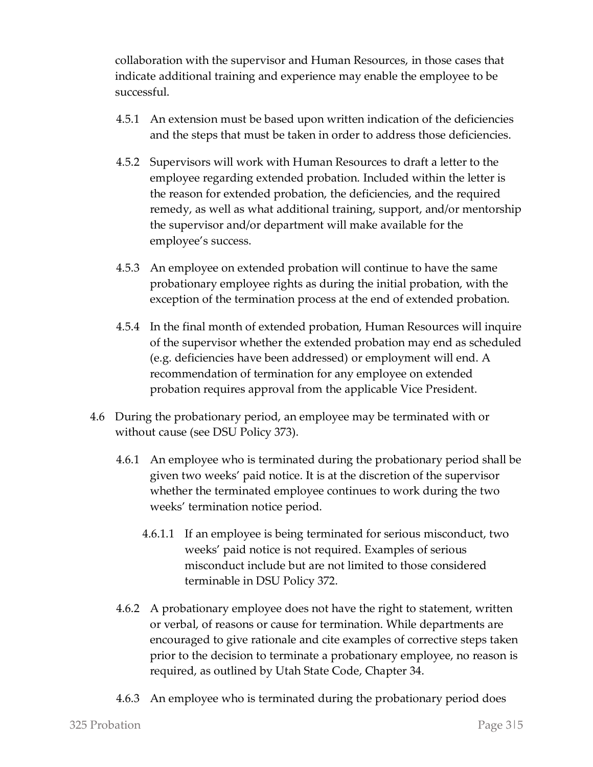collaboration with the supervisor and Human Resources, in those cases that indicate additional training and experience may enable the employee to be successful.

4.5.1 An extension must be based upon written indication of the deficiencies and the steps that must be taken in order to address those deficiencies.

4.5.2 Supervisors will work with Human Resources to draft a letter to the employee regarding extended probation. Included within the letter is the reason for extended probation, the deficiencies, and the required remedy, as well as what additional training, support, and/or mentorship the supervisor and/or department will make available for the employee's success.

4.5.3 An employee on extended probation will continue to have the same probationary employee rights as during the initial probation, with the exception of the termination process at the end of extended probation.

4.5.4 In the final month of extended probation, Human Resources will inquire of the supervisor whether the extended probation may end as scheduled (e.g. deficiencies have been addressed) or employment will end. A recommendation of termination for any employee on extended probation requires approval from the applicable Vice President.

4.6 During the probationary period, an employee may be terminated with or without cause (see DSU Policy 373).

4.6.1 An employee who is terminated during the probationary period shall be given two weeks' paid notice. It is at the discretion of the supervisor whether the terminated employee continues to work during the two weeks' termination notice period.

4.6.1.1 If an employee is being terminated for serious misconduct, two weeks' paid notice is not required. Examples of serious misconduct include but are not limited to those considered terminable in DSU Policy 372.

4.6.2 A probationary employee does not have the right to statement, written or verbal, of reasons or cause for termination. While departments are encouraged to give rationale and cite examples of corrective steps taken prior to the decision to terminate a probationary employee, no reason is required, as outlined by Utah State Code, Chapter 34.

4.6.3 An employee who is terminated during the probationary period does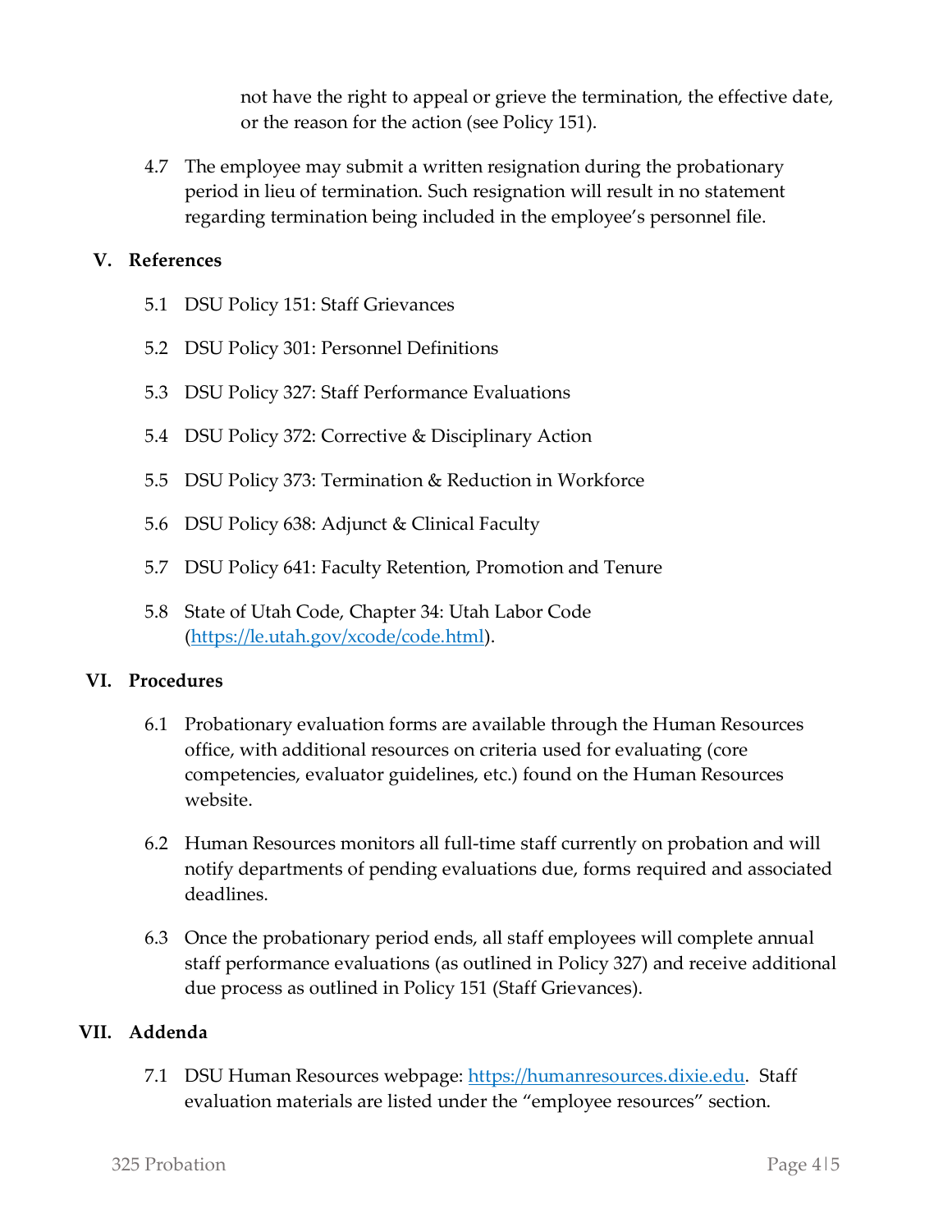not have the right to appeal or grieve the termination, the effective date, or the reason for the action (see Policy 151).

4.7 The employee may submit a written resignation during the probationary period in lieu of termination. Such resignation will result in no statement regarding termination being included in the employee's personnel file.

## V. References

5.1 DSU Policy 151: Staff Grievances

5.2 DSU Policy 301: Personnel Definitions

5.3 DSU Policy 327: Staff Performance Evaluations

5.4 DSU Policy 372: Corrective & Disciplinary Action

5.5 DSU Policy 373: Termination & Reduction in Workforce

5.6 DSU Policy 638: Adjunct & Clinical Faculty

5.7 DSU Policy 641: Faculty Retention, Promotion and Tenure

5.8 State of Utah Code, Chapter 34: Utah Labor Code (https://le.utah.gov/xcode/code.html).

## VI. Procedures

6.1 Probationary evaluation forms are available through the Human Resources office, with additional resources on criteria used for evaluating (core competencies, evaluator guidelines, etc.) found on the Human Resources website.

6.2 Human Resources monitors all full-time staff currently on probation and will notify departments of pending evaluations due, forms required and associated deadlines.

6.3 Once the probationary period ends, all staff employees will complete annual staff performance evaluations (as outlined in Policy 327) and receive additional due process as outlined in Policy 151 (Staff Grievances).

## VII. Addenda

7.1 DSU Human Resources webpage: https://humanresources.dixie.edu. Staff evaluation materials are listed under the "employee resources" section.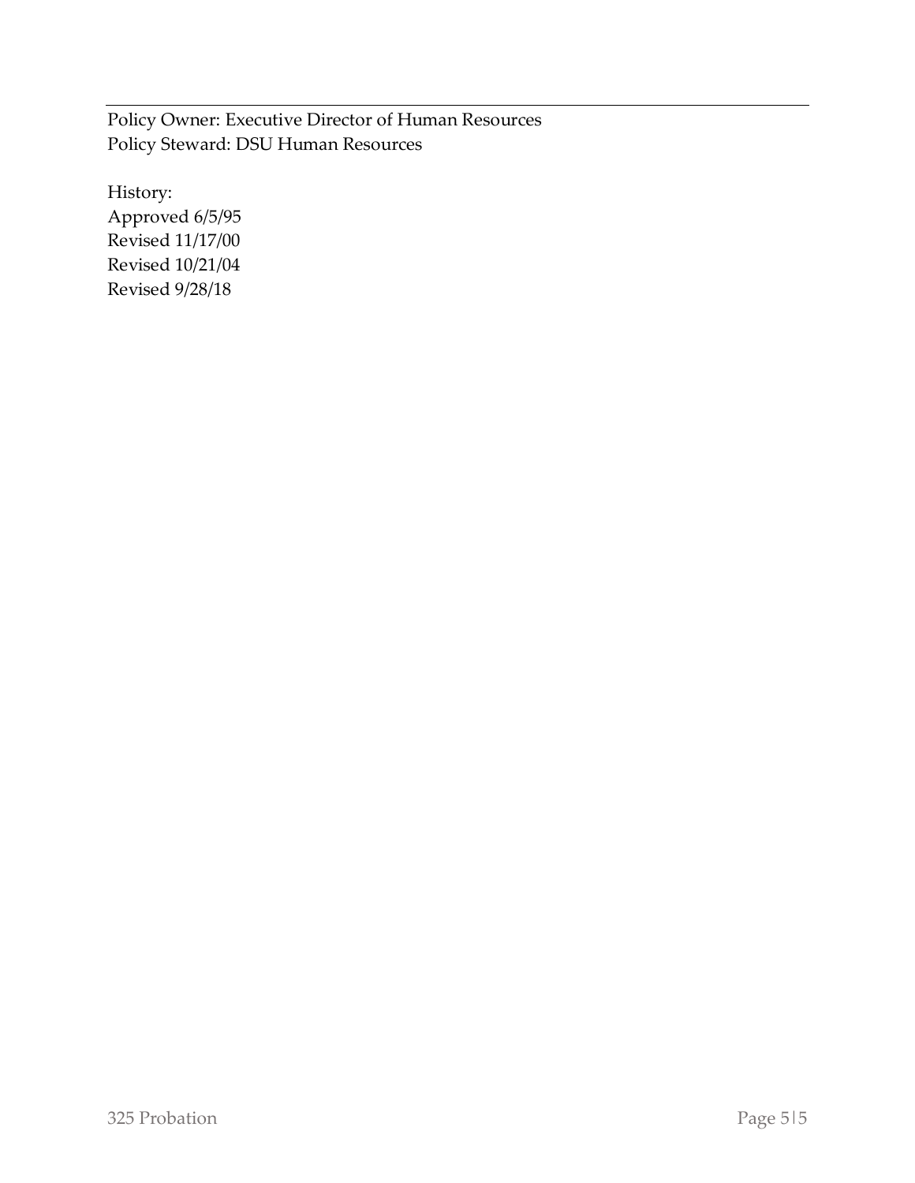---

Policy Owner: Executive Director of Human Resources
Policy Steward: DSU Human Resources

History:
Approved 6/5/95
Revised 11/17/00
Revised 10/21/04
Revised 9/28/18